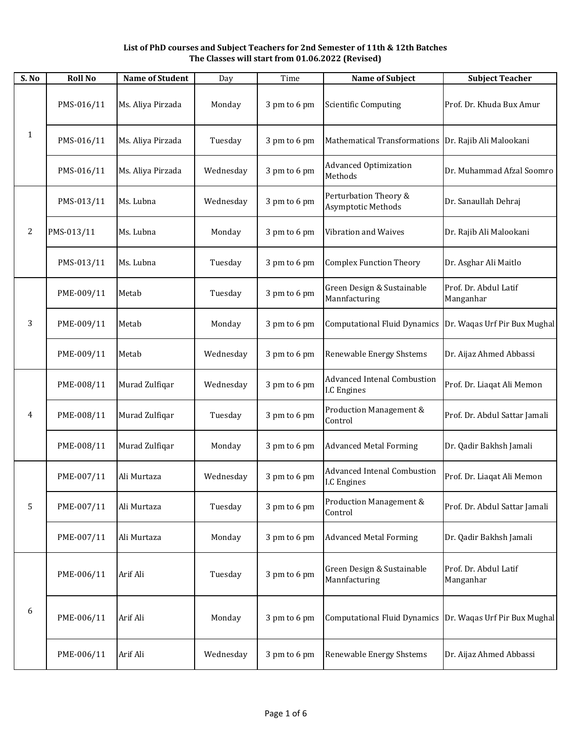**List of PhD courses and Subject Teachers for 2nd Semester of 11th & 12th Batches**
**The Classes will start from 01.06.2022 (Revised)**

| S. No | Roll No | Name of Student | Day | Time | Name of Subject | Subject Teacher |
|---|---|---|---|---|---|---|
| 1 | PMS-016/11 | Ms. Aliya Pirzada | Monday | 3 pm to 6 pm | Scientific Computing | Prof. Dr. Khuda Bux Amur |
| | PMS-016/11 | Ms. Aliya Pirzada | Tuesday | 3 pm to 6 pm | Mathematical Transformations | Dr. Rajib Ali Malookani |
| | PMS-016/11 | Ms. Aliya Pirzada | Wednesday | 3 pm to 6 pm | Advanced Optimization Methods | Dr. Muhammad Afzal Soomro |
| 2 | PMS-013/11 | Ms. Lubna | Wednesday | 3 pm to 6 pm | Perturbation Theory & Asymptotic Methods | Dr. Sanaullah Dehraj |
| | PMS-013/11 | Ms. Lubna | Monday | 3 pm to 6 pm | Vibration and Waives | Dr. Rajib Ali Malookani |
| | PMS-013/11 | Ms. Lubna | Tuesday | 3 pm to 6 pm | Complex Function Theory | Dr. Asghar Ali Maitlo |
| 3 | PME-009/11 | Metab | Tuesday | 3 pm to 6 pm | Green Design & Sustainable Mannfacturing | Prof. Dr. Abdul Latif Manganhar |
| | PME-009/11 | Metab | Monday | 3 pm to 6 pm | Computational Fluid Dynamics | Dr. Waqas Urf Pir Bux Mughal |
| | PME-009/11 | Metab | Wednesday | 3 pm to 6 pm | Renewable Energy Shstems | Dr. Aijaz Ahmed Abbassi |
| 4 | PME-008/11 | Murad Zulfiqar | Wednesday | 3 pm to 6 pm | Advanced Intenal Combustion I.C Engines | Prof. Dr. Liaqat Ali Memon |
| | PME-008/11 | Murad Zulfiqar | Tuesday | 3 pm to 6 pm | Production Management & Control | Prof. Dr. Abdul Sattar Jamali |
| | PME-008/11 | Murad Zulfiqar | Monday | 3 pm to 6 pm | Advanced Metal Forming | Dr. Qadir Bakhsh Jamali |
| 5 | PME-007/11 | Ali Murtaza | Wednesday | 3 pm to 6 pm | Advanced Intenal Combustion I.C Engines | Prof. Dr. Liaqat Ali Memon |
| | PME-007/11 | Ali Murtaza | Tuesday | 3 pm to 6 pm | Production Management & Control | Prof. Dr. Abdul Sattar Jamali |
| | PME-007/11 | Ali Murtaza | Monday | 3 pm to 6 pm | Advanced Metal Forming | Dr. Qadir Bakhsh Jamali |
| 6 | PME-006/11 | Arif Ali | Tuesday | 3 pm to 6 pm | Green Design & Sustainable Mannfacturing | Prof. Dr. Abdul Latif Manganhar |
| | PME-006/11 | Arif Ali | Monday | 3 pm to 6 pm | Computational Fluid Dynamics | Dr. Waqas Urf Pir Bux Mughal |
| | PME-006/11 | Arif Ali | Wednesday | 3 pm to 6 pm | Renewable Energy Shstems | Dr. Aijaz Ahmed Abbassi |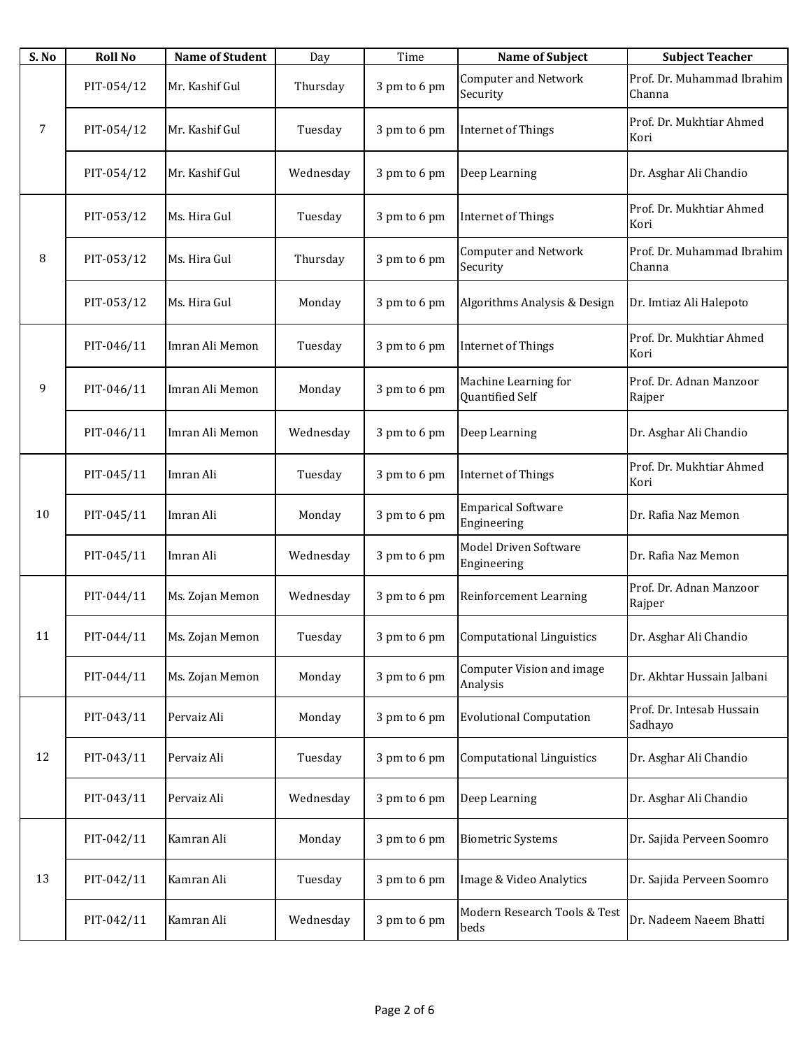| S. No | Roll No | Name of Student | Day | Time | Name of Subject | Subject Teacher |
|---|---|---|---|---|---|---|
| 7 | PIT-054/12 | Mr. Kashif Gul | Thursday | 3 pm to 6 pm | Computer and Network Security | Prof. Dr. Muhammad Ibrahim Channa |
| | PIT-054/12 | Mr. Kashif Gul | Tuesday | 3 pm to 6 pm | Internet of Things | Prof. Dr. Mukhtiar Ahmed Kori |
| | PIT-054/12 | Mr. Kashif Gul | Wednesday | 3 pm to 6 pm | Deep Learning | Dr. Asghar Ali Chandio |
| 8 | PIT-053/12 | Ms. Hira Gul | Tuesday | 3 pm to 6 pm | Internet of Things | Prof. Dr. Mukhtiar Ahmed Kori |
| | PIT-053/12 | Ms. Hira Gul | Thursday | 3 pm to 6 pm | Computer and Network Security | Prof. Dr. Muhammad Ibrahim Channa |
| | PIT-053/12 | Ms. Hira Gul | Monday | 3 pm to 6 pm | Algorithms Analysis & Design | Dr. Imtiaz Ali Halepoto |
| 9 | PIT-046/11 | Imran Ali Memon | Tuesday | 3 pm to 6 pm | Internet of Things | Prof. Dr. Mukhtiar Ahmed Kori |
| | PIT-046/11 | Imran Ali Memon | Monday | 3 pm to 6 pm | Machine Learning for Quantified Self | Prof. Dr. Adnan Manzoor Rajper |
| | PIT-046/11 | Imran Ali Memon | Wednesday | 3 pm to 6 pm | Deep Learning | Dr. Asghar Ali Chandio |
| 10 | PIT-045/11 | Imran Ali | Tuesday | 3 pm to 6 pm | Internet of Things | Prof. Dr. Mukhtiar Ahmed Kori |
| | PIT-045/11 | Imran Ali | Monday | 3 pm to 6 pm | Emparical Software Engineering | Dr. Rafia Naz Memon |
| | PIT-045/11 | Imran Ali | Wednesday | 3 pm to 6 pm | Model Driven Software Engineering | Dr. Rafia Naz Memon |
| 11 | PIT-044/11 | Ms. Zojan Memon | Wednesday | 3 pm to 6 pm | Reinforcement Learning | Prof. Dr. Adnan Manzoor Rajper |
| | PIT-044/11 | Ms. Zojan Memon | Tuesday | 3 pm to 6 pm | Computational Linguistics | Dr. Asghar Ali Chandio |
| | PIT-044/11 | Ms. Zojan Memon | Monday | 3 pm to 6 pm | Computer Vision and image Analysis | Dr. Akhtar Hussain Jalbani |
| 12 | PIT-043/11 | Pervaiz Ali | Monday | 3 pm to 6 pm | Evolutional Computation | Prof. Dr. Intesab Hussain Sadhayo |
| | PIT-043/11 | Pervaiz Ali | Tuesday | 3 pm to 6 pm | Computational Linguistics | Dr. Asghar Ali Chandio |
| | PIT-043/11 | Pervaiz Ali | Wednesday | 3 pm to 6 pm | Deep Learning | Dr. Asghar Ali Chandio |
| 13 | PIT-042/11 | Kamran Ali | Monday | 3 pm to 6 pm | Biometric Systems | Dr. Sajida Perveen Soomro |
| | PIT-042/11 | Kamran Ali | Tuesday | 3 pm to 6 pm | Image & Video Analytics | Dr. Sajida Perveen Soomro |
| | PIT-042/11 | Kamran Ali | Wednesday | 3 pm to 6 pm | Modern Research Tools & Test beds | Dr. Nadeem Naeem Bhatti |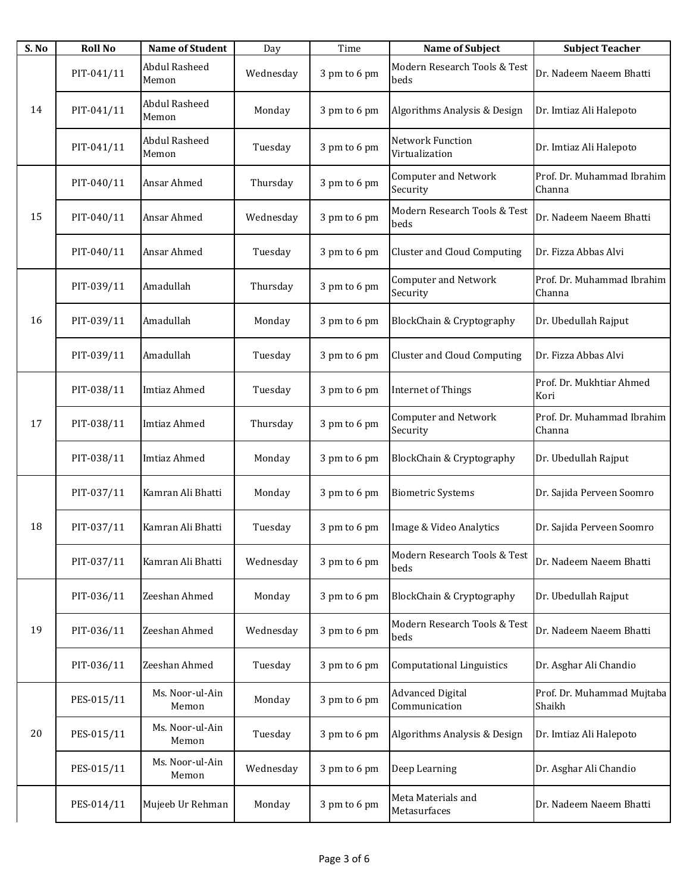| S. No | Roll No | Name of Student | Day | Time | Name of Subject | Subject Teacher |
| --- | --- | --- | --- | --- | --- | --- |
| 14 | PIT-041/11 | Abdul Rasheed Memon | Wednesday | 3 pm to 6 pm | Modern Research Tools & Test beds | Dr. Nadeem Naeem Bhatti |
| | PIT-041/11 | Abdul Rasheed Memon | Monday | 3 pm to 6 pm | Algorithms Analysis & Design | Dr. Imtiaz Ali Halepoto |
| | PIT-041/11 | Abdul Rasheed Memon | Tuesday | 3 pm to 6 pm | Network Function Virtualization | Dr. Imtiaz Ali Halepoto |
| 15 | PIT-040/11 | Ansar Ahmed | Thursday | 3 pm to 6 pm | Computer and Network Security | Prof. Dr. Muhammad Ibrahim Channa |
| | PIT-040/11 | Ansar Ahmed | Wednesday | 3 pm to 6 pm | Modern Research Tools & Test beds | Dr. Nadeem Naeem Bhatti |
| | PIT-040/11 | Ansar Ahmed | Tuesday | 3 pm to 6 pm | Cluster and Cloud Computing | Dr. Fizza Abbas Alvi |
| 16 | PIT-039/11 | Amadullah | Thursday | 3 pm to 6 pm | Computer and Network Security | Prof. Dr. Muhammad Ibrahim Channa |
| | PIT-039/11 | Amadullah | Monday | 3 pm to 6 pm | BlockChain & Cryptography | Dr. Ubedullah Rajput |
| | PIT-039/11 | Amadullah | Tuesday | 3 pm to 6 pm | Cluster and Cloud Computing | Dr. Fizza Abbas Alvi |
| 17 | PIT-038/11 | Imtiaz Ahmed | Tuesday | 3 pm to 6 pm | Internet of Things | Prof. Dr. Mukhtiar Ahmed Kori |
| | PIT-038/11 | Imtiaz Ahmed | Thursday | 3 pm to 6 pm | Computer and Network Security | Prof. Dr. Muhammad Ibrahim Channa |
| | PIT-038/11 | Imtiaz Ahmed | Monday | 3 pm to 6 pm | BlockChain & Cryptography | Dr. Ubedullah Rajput |
| 18 | PIT-037/11 | Kamran Ali Bhatti | Monday | 3 pm to 6 pm | Biometric Systems | Dr. Sajida Perveen Soomro |
| | PIT-037/11 | Kamran Ali Bhatti | Tuesday | 3 pm to 6 pm | Image & Video Analytics | Dr. Sajida Perveen Soomro |
| | PIT-037/11 | Kamran Ali Bhatti | Wednesday | 3 pm to 6 pm | Modern Research Tools & Test beds | Dr. Nadeem Naeem Bhatti |
| 19 | PIT-036/11 | Zeeshan Ahmed | Monday | 3 pm to 6 pm | BlockChain & Cryptography | Dr. Ubedullah Rajput |
| | PIT-036/11 | Zeeshan Ahmed | Wednesday | 3 pm to 6 pm | Modern Research Tools & Test beds | Dr. Nadeem Naeem Bhatti |
| | PIT-036/11 | Zeeshan Ahmed | Tuesday | 3 pm to 6 pm | Computational Linguistics | Dr. Asghar Ali Chandio |
| 20 | PES-015/11 | Ms. Noor-ul-Ain Memon | Monday | 3 pm to 6 pm | Advanced Digital Communication | Prof. Dr. Muhammad Mujtaba Shaikh |
| | PES-015/11 | Ms. Noor-ul-Ain Memon | Tuesday | 3 pm to 6 pm | Algorithms Analysis & Design | Dr. Imtiaz Ali Halepoto |
| | PES-015/11 | Ms. Noor-ul-Ain Memon | Wednesday | 3 pm to 6 pm | Deep Learning | Dr. Asghar Ali Chandio |
| | PES-014/11 | Mujeeb Ur Rehman | Monday | 3 pm to 6 pm | Meta Materials and Metasurfaces | Dr. Nadeem Naeem Bhatti |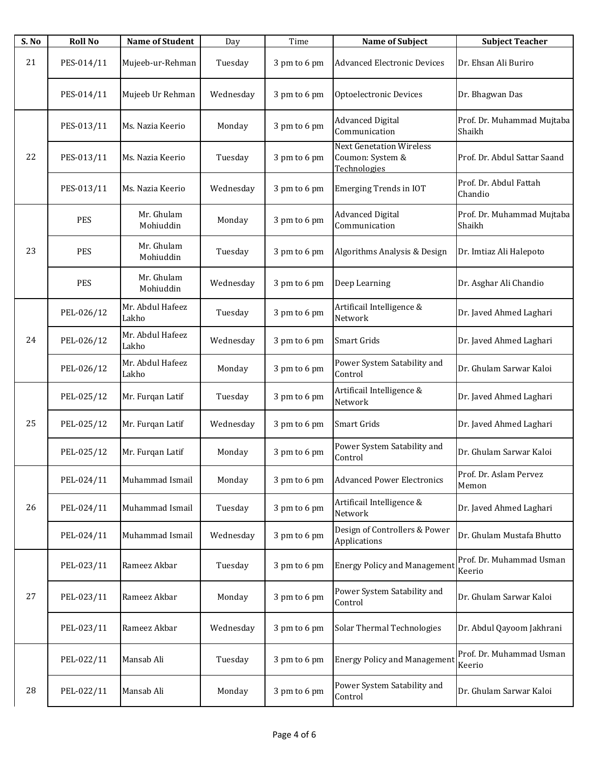| S. No | Roll No | Name of Student | Day | Time | Name of Subject | Subject Teacher |
|---|---|---|---|---|---|---|
| 21 | PES-014/11 | Mujeeb-ur-Rehman | Tuesday | 3 pm to 6 pm | Advanced Electronic Devices | Dr. Ehsan Ali Buriro |
| | PES-014/11 | Mujeeb Ur Rehman | Wednesday | 3 pm to 6 pm | Optoelectronic Devices | Dr. Bhagwan Das |
| 22 | PES-013/11 | Ms. Nazia Keerio | Monday | 3 pm to 6 pm | Advanced Digital Communication | Prof. Dr. Muhammad Mujtaba Shaikh |
| | PES-013/11 | Ms. Nazia Keerio | Tuesday | 3 pm to 6 pm | Next Genetation Wireless Coumon: System & Technologies | Prof. Dr. Abdul Sattar Saand |
| | PES-013/11 | Ms. Nazia Keerio | Wednesday | 3 pm to 6 pm | Emerging Trends in IOT | Prof. Dr. Abdul Fattah Chandio |
| 23 | PES | Mr. Ghulam Mohiuddin | Monday | 3 pm to 6 pm | Advanced Digital Communication | Prof. Dr. Muhammad Mujtaba Shaikh |
| | PES | Mr. Ghulam Mohiuddin | Tuesday | 3 pm to 6 pm | Algorithms Analysis & Design | Dr. Imtiaz Ali Halepoto |
| | PES | Mr. Ghulam Mohiuddin | Wednesday | 3 pm to 6 pm | Deep Learning | Dr. Asghar Ali Chandio |
| 24 | PEL-026/12 | Mr. Abdul Hafeez Lakho | Tuesday | 3 pm to 6 pm | Artificail Intelligence & Network | Dr. Javed Ahmed Laghari |
| | PEL-026/12 | Mr. Abdul Hafeez Lakho | Wednesday | 3 pm to 6 pm | Smart Grids | Dr. Javed Ahmed Laghari |
| | PEL-026/12 | Mr. Abdul Hafeez Lakho | Monday | 3 pm to 6 pm | Power System Satability and Control | Dr. Ghulam Sarwar Kaloi |
| 25 | PEL-025/12 | Mr. Furqan Latif | Tuesday | 3 pm to 6 pm | Artificail Intelligence & Network | Dr. Javed Ahmed Laghari |
| | PEL-025/12 | Mr. Furqan Latif | Wednesday | 3 pm to 6 pm | Smart Grids | Dr. Javed Ahmed Laghari |
| | PEL-025/12 | Mr. Furqan Latif | Monday | 3 pm to 6 pm | Power System Satability and Control | Dr. Ghulam Sarwar Kaloi |
| 26 | PEL-024/11 | Muhammad Ismail | Monday | 3 pm to 6 pm | Advanced Power Electronics | Prof. Dr. Aslam Pervez Memon |
| | PEL-024/11 | Muhammad Ismail | Tuesday | 3 pm to 6 pm | Artificail Intelligence & Network | Dr. Javed Ahmed Laghari |
| | PEL-024/11 | Muhammad Ismail | Wednesday | 3 pm to 6 pm | Design of Controllers & Power Applications | Dr. Ghulam Mustafa Bhutto |
| 27 | PEL-023/11 | Rameez Akbar | Tuesday | 3 pm to 6 pm | Energy Policy and Management | Prof. Dr. Muhammad Usman Keerio |
| | PEL-023/11 | Rameez Akbar | Monday | 3 pm to 6 pm | Power System Satability and Control | Dr. Ghulam Sarwar Kaloi |
| | PEL-023/11 | Rameez Akbar | Wednesday | 3 pm to 6 pm | Solar Thermal Technologies | Dr. Abdul Qayoom Jakhrani |
| 28 | PEL-022/11 | Mansab Ali | Tuesday | 3 pm to 6 pm | Energy Policy and Management | Prof. Dr. Muhammad Usman Keerio |
| | PEL-022/11 | Mansab Ali | Monday | 3 pm to 6 pm | Power System Satability and Control | Dr. Ghulam Sarwar Kaloi |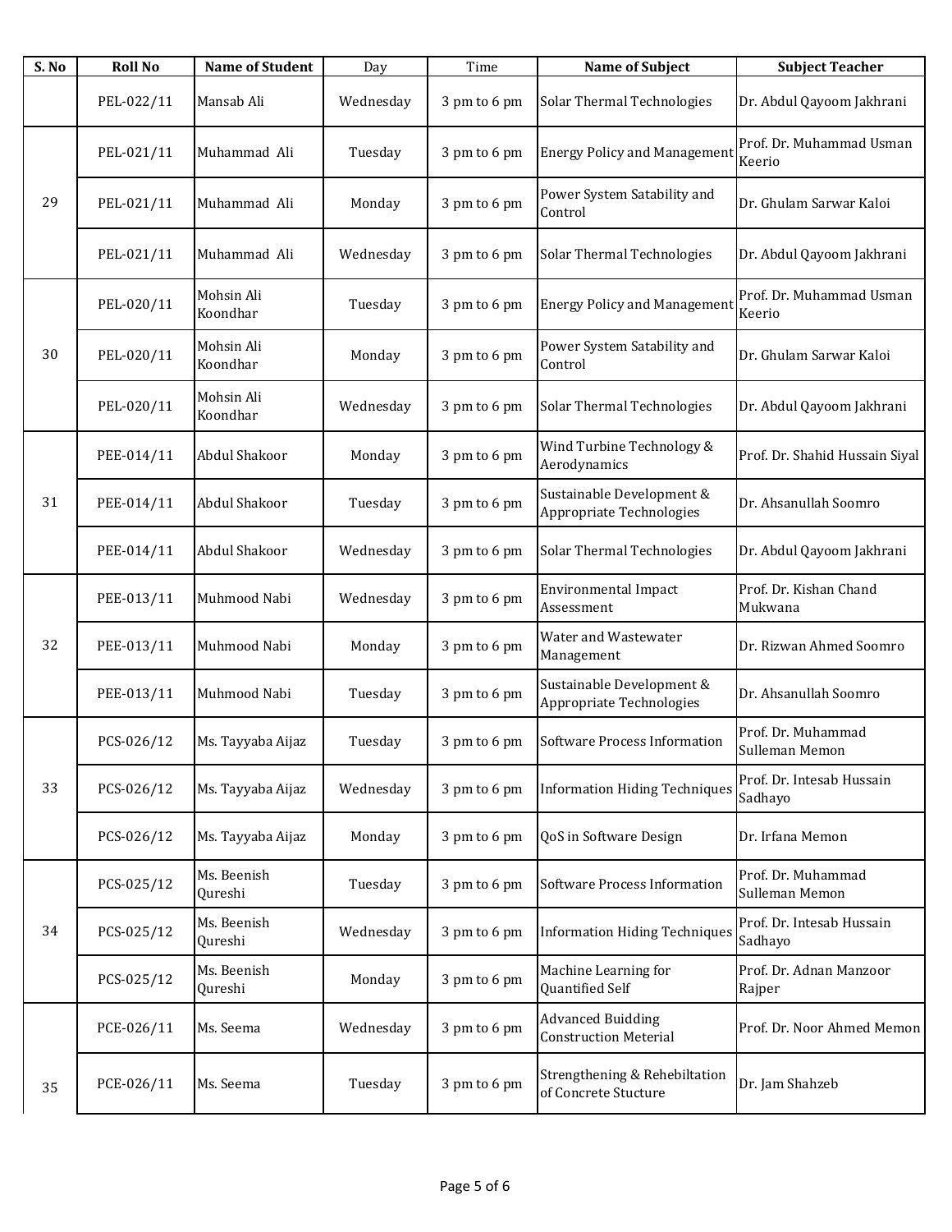| S. No | Roll No | Name of Student | Day | Time | Name of Subject | Subject Teacher |
|---|---|---|---|---|---|---|
| | PEL-022/11 | Mansab Ali | Wednesday | 3 pm to 6 pm | Solar Thermal Technologies | Dr. Abdul Qayoom Jakhrani |
| 29 | PEL-021/11 | Muhammad Ali | Tuesday | 3 pm to 6 pm | Energy Policy and Management | Prof. Dr. Muhammad Usman Keerio |
| | PEL-021/11 | Muhammad Ali | Monday | 3 pm to 6 pm | Power System Satability and Control | Dr. Ghulam Sarwar Kaloi |
| | PEL-021/11 | Muhammad Ali | Wednesday | 3 pm to 6 pm | Solar Thermal Technologies | Dr. Abdul Qayoom Jakhrani |
| 30 | PEL-020/11 | Mohsin Ali Koondhar | Tuesday | 3 pm to 6 pm | Energy Policy and Management | Prof. Dr. Muhammad Usman Keerio |
| | PEL-020/11 | Mohsin Ali Koondhar | Monday | 3 pm to 6 pm | Power System Satability and Control | Dr. Ghulam Sarwar Kaloi |
| | PEL-020/11 | Mohsin Ali Koondhar | Wednesday | 3 pm to 6 pm | Solar Thermal Technologies | Dr. Abdul Qayoom Jakhrani |
| 31 | PEE-014/11 | Abdul Shakoor | Monday | 3 pm to 6 pm | Wind Turbine Technology & Aerodynamics | Prof. Dr. Shahid Hussain Siyal |
| | PEE-014/11 | Abdul Shakoor | Tuesday | 3 pm to 6 pm | Sustainable Development & Appropriate Technologies | Dr. Ahsanullah Soomro |
| | PEE-014/11 | Abdul Shakoor | Wednesday | 3 pm to 6 pm | Solar Thermal Technologies | Dr. Abdul Qayoom Jakhrani |
| 32 | PEE-013/11 | Muhmood Nabi | Wednesday | 3 pm to 6 pm | Environmental Impact Assessment | Prof. Dr. Kishan Chand Mukwana |
| | PEE-013/11 | Muhmood Nabi | Monday | 3 pm to 6 pm | Water and Wastewater Management | Dr. Rizwan Ahmed Soomro |
| | PEE-013/11 | Muhmood Nabi | Tuesday | 3 pm to 6 pm | Sustainable Development & Appropriate Technologies | Dr. Ahsanullah Soomro |
| 33 | PCS-026/12 | Ms. Tayyaba Aijaz | Tuesday | 3 pm to 6 pm | Software Process Information | Prof. Dr. Muhammad Sulleman Memon |
| | PCS-026/12 | Ms. Tayyaba Aijaz | Wednesday | 3 pm to 6 pm | Information Hiding Techniques | Prof. Dr. Intesab Hussain Sadhayo |
| | PCS-026/12 | Ms. Tayyaba Aijaz | Monday | 3 pm to 6 pm | QoS in Software Design | Dr. Irfana Memon |
| 34 | PCS-025/12 | Ms. Beenish Qureshi | Tuesday | 3 pm to 6 pm | Software Process Information | Prof. Dr. Muhammad Sulleman Memon |
| | PCS-025/12 | Ms. Beenish Qureshi | Wednesday | 3 pm to 6 pm | Information Hiding Techniques | Prof. Dr. Intesab Hussain Sadhayo |
| | PCS-025/12 | Ms. Beenish Qureshi | Monday | 3 pm to 6 pm | Machine Learning for Quantified Self | Prof. Dr. Adnan Manzoor Rajper |
| 35 | PCE-026/11 | Ms. Seema | Wednesday | 3 pm to 6 pm | Advanced Buidding Construction Meterial | Prof. Dr. Noor Ahmed Memon |
| | PCE-026/11 | Ms. Seema | Tuesday | 3 pm to 6 pm | Strengthening & Rehebiltation of Concrete Stucture | Dr. Jam Shahzeb |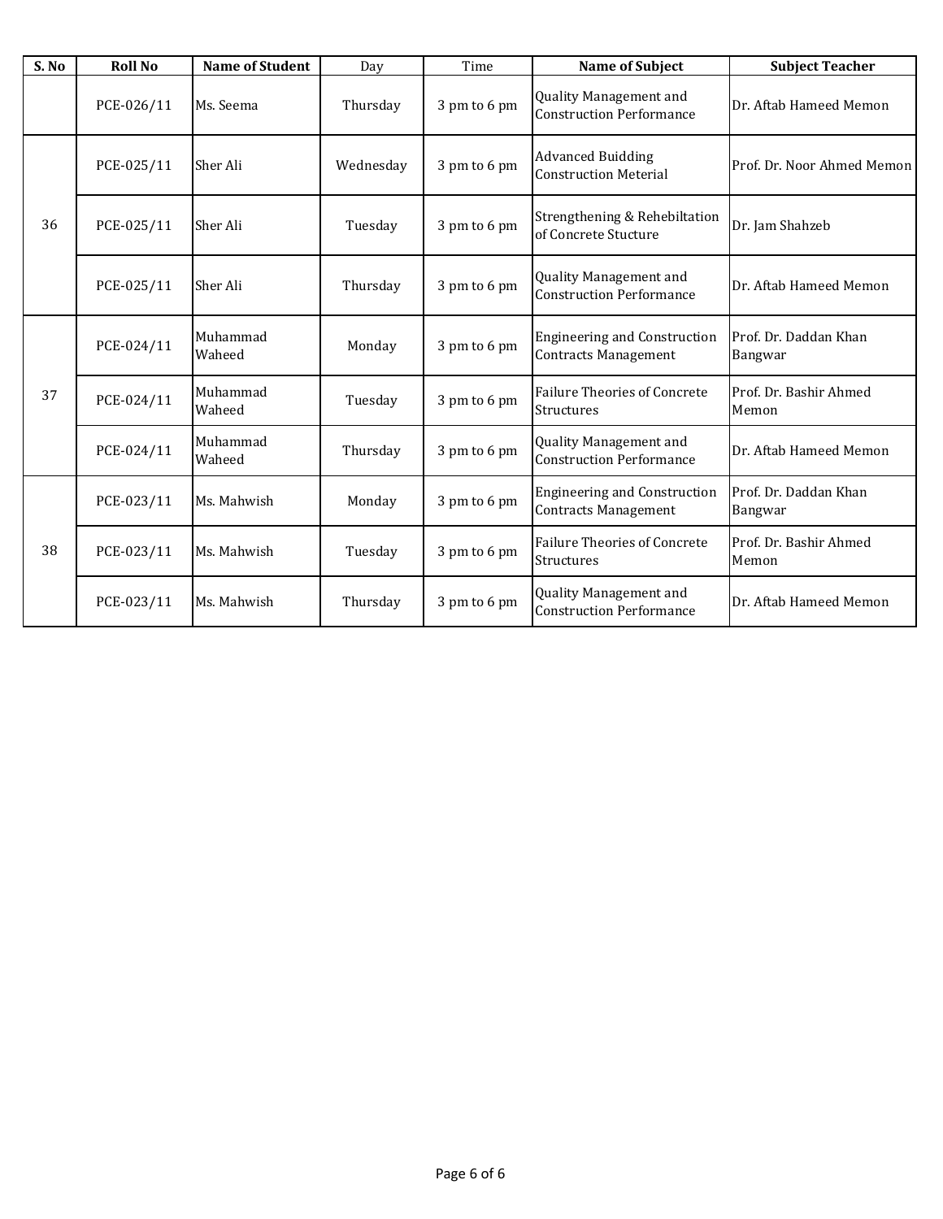| S. No | Roll No | Name of Student | Day | Time | Name of Subject | Subject Teacher |
|---|---|---|---|---|---|---|
| | PCE-026/11 | Ms. Seema | Thursday | 3 pm to 6 pm | Quality Management and Construction Performance | Dr. Aftab Hameed Memon |
| 36 | PCE-025/11 | Sher Ali | Wednesday | 3 pm to 6 pm | Advanced Buidding Construction Meterial | Prof. Dr. Noor Ahmed Memon |
| | PCE-025/11 | Sher Ali | Tuesday | 3 pm to 6 pm | Strengthening & Rehebiltation of Concrete Stucture | Dr. Jam Shahzeb |
| | PCE-025/11 | Sher Ali | Thursday | 3 pm to 6 pm | Quality Management and Construction Performance | Dr. Aftab Hameed Memon |
| 37 | PCE-024/11 | Muhammad Waheed | Monday | 3 pm to 6 pm | Engineering and Construction Contracts Management | Prof. Dr. Daddan Khan Bangwar |
| | PCE-024/11 | Muhammad Waheed | Tuesday | 3 pm to 6 pm | Failure Theories of Concrete Structures | Prof. Dr. Bashir Ahmed Memon |
| | PCE-024/11 | Muhammad Waheed | Thursday | 3 pm to 6 pm | Quality Management and Construction Performance | Dr. Aftab Hameed Memon |
| 38 | PCE-023/11 | Ms. Mahwish | Monday | 3 pm to 6 pm | Engineering and Construction Contracts Management | Prof. Dr. Daddan Khan Bangwar |
| | PCE-023/11 | Ms. Mahwish | Tuesday | 3 pm to 6 pm | Failure Theories of Concrete Structures | Prof. Dr. Bashir Ahmed Memon |
| | PCE-023/11 | Ms. Mahwish | Thursday | 3 pm to 6 pm | Quality Management and Construction Performance | Dr. Aftab Hameed Memon |